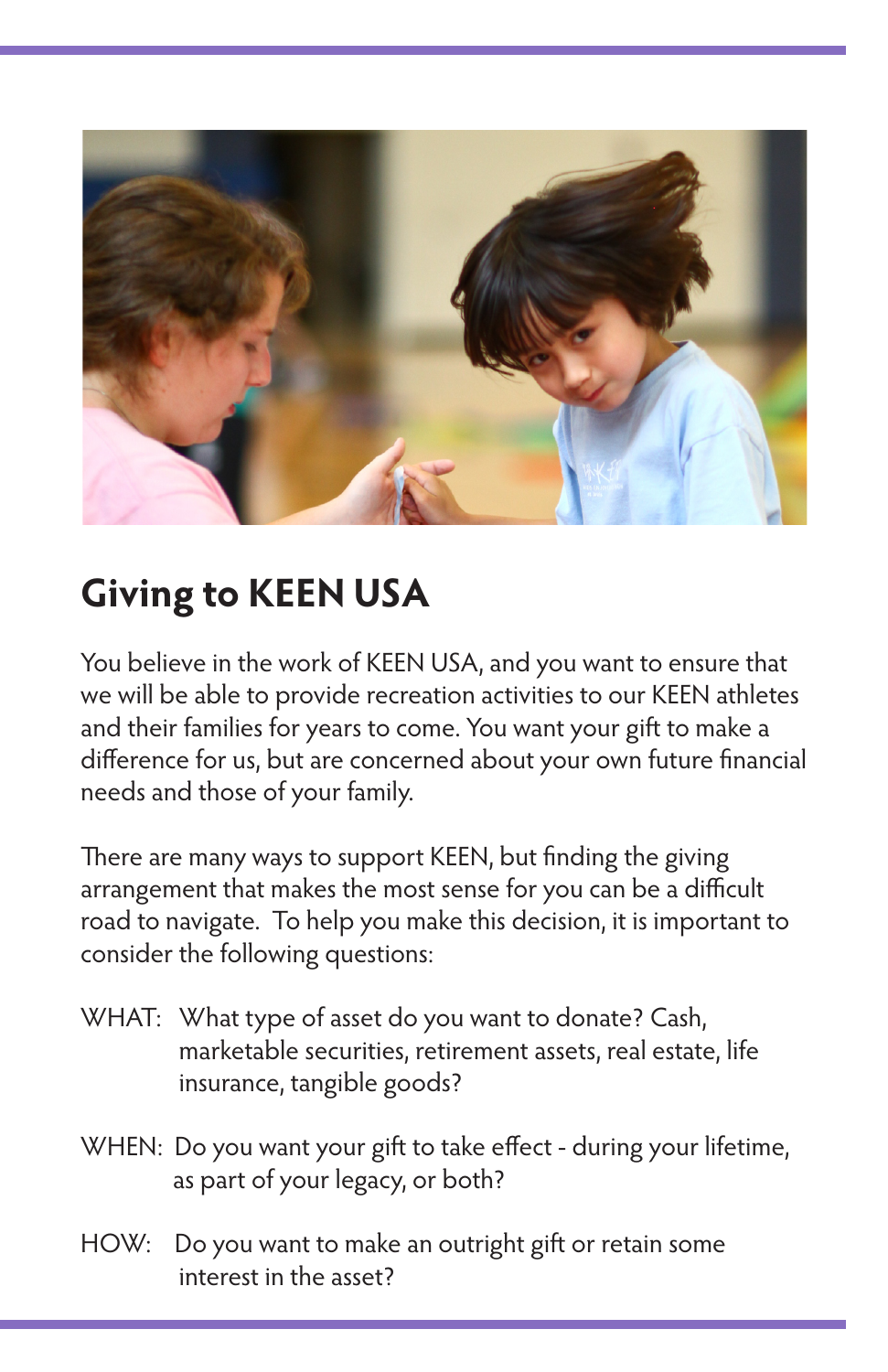## Giving to KEEN USA

You believe in the work of KEEN USA, and you want to ensure that we will be able to provide recreation activities to our KEEN athletes and their families for years to come. You want your gift to make a difference for us, but are concerned about your own future financial needs and those of your family.

There are many ways to support KEEN, but finding the giving arrangement that makes the most sense for you can be a difficult road to navigate. To help you make this decision, it is important to consider the following questions:

WHAT: What type of asset do you want to donate? Cash, marketable securities, retirement assets, real estate, life insurance, tangible goods?

WHEN: Do you want your gift to take effect - during your lifetime, as part of your legacy, or both?

HOW: Do you want to make an outright gift or retain some interest in the asset?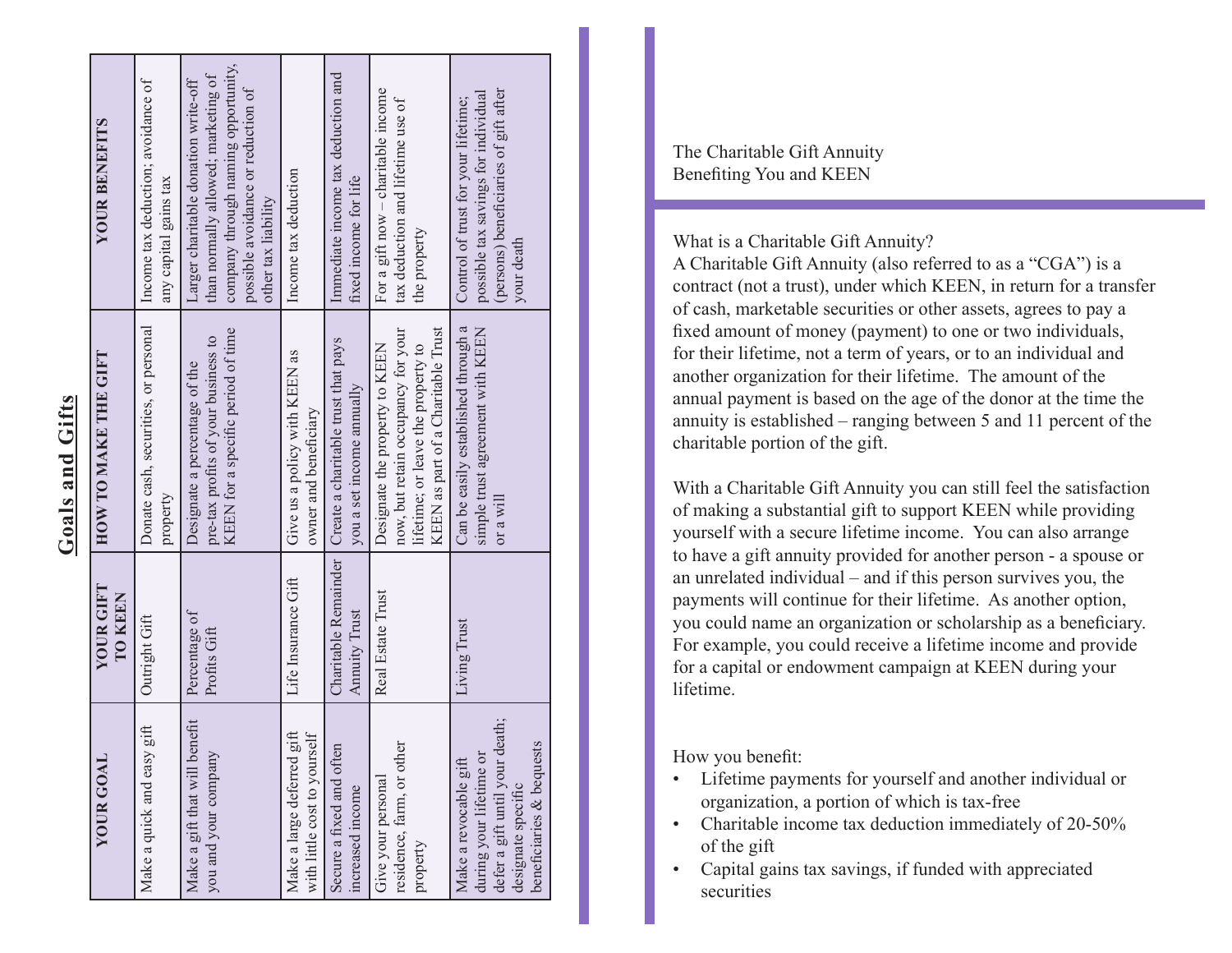## Goals and Gifts

| YOUR GOAL | YOUR GIFT TO KEEN | HOW TO MAKE THE GIFT | YOUR BENEFITS |
|---|---|---|---|
| Make a quick and easy gift | Outright Gift | Donate cash, securities, or personal property | Income tax deduction; avoidance of any capital gains tax |
| Make a gift that will benefit you and your company | Percentage of Profits Gift | Designate a percentage of the pre-tax profits of your business to KEEN for a specific period of time | Larger charitable donation write-off than normally allowed; marketing of company through naming opportunity, possible avoidance or reduction of other tax liability |
| Make a large deferred gift with little cost to yourself | Life Insurance Gift | Give us a policy with KEEN as owner and beneficiary | Income tax deduction |
| Secure a fixed and often increased income | Charitable Remainder Annuity Trust | Create a charitable trust that pays you a set income annually | Immediate income tax deduction and fixed income for life |
| Give your personal residence, farm, or other property | Real Estate Trust | Designate the property to KEEN now, but retain occupancy for your lifetime; or leave the property to KEEN as part of a Charitable Trust | For a gift now – charitable income tax deduction and lifetime use of the property |
| Make a revocable gift during your lifetime or defer a gift until your death; designate specific beneficiaries & bequests | Living Trust | Can be easily established through a simple trust agreement with KEEN or a will | Control of trust for your lifetime; possible tax savings for individual (persons) beneficiaries of gift after your death |

The Charitable Gift Annuity
Benefiting You and KEEN

What is a Charitable Gift Annuity?
A Charitable Gift Annuity (also referred to as a "CGA") is a contract (not a trust), under which KEEN, in return for a transfer of cash, marketable securities or other assets, agrees to pay a fixed amount of money (payment) to one or two individuals, for their lifetime, not a term of years, or to an individual and another organization for their lifetime. The amount of the annual payment is based on the age of the donor at the time the annuity is established – ranging between 5 and 11 percent of the charitable portion of the gift.

With a Charitable Gift Annuity you can still feel the satisfaction of making a substantial gift to support KEEN while providing yourself with a secure lifetime income. You can also arrange to have a gift annuity provided for another person - a spouse or an unrelated individual – and if this person survives you, the payments will continue for their lifetime. As another option, you could name an organization or scholarship as a beneficiary. For example, you could receive a lifetime income and provide for a capital or endowment campaign at KEEN during your lifetime.

How you benefit:

- Lifetime payments for yourself and another individual or organization, a portion of which is tax-free
- Charitable income tax deduction immediately of 20-50% of the gift
- Capital gains tax savings, if funded with appreciated securities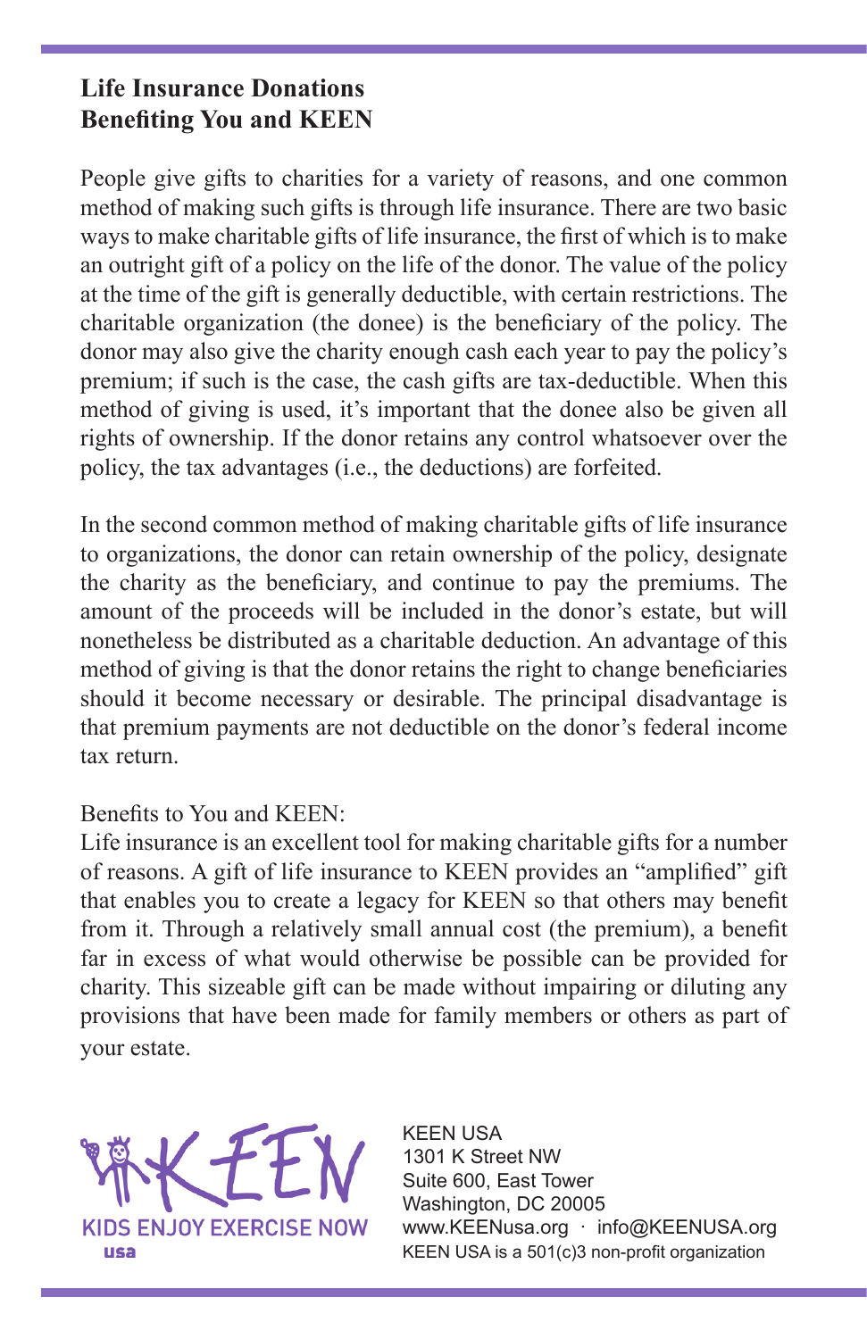## Life Insurance Donations Benefiting You and KEEN

People give gifts to charities for a variety of reasons, and one common method of making such gifts is through life insurance. There are two basic ways to make charitable gifts of life insurance, the first of which is to make an outright gift of a policy on the life of the donor. The value of the policy at the time of the gift is generally deductible, with certain restrictions. The charitable organization (the donee) is the beneficiary of the policy. The donor may also give the charity enough cash each year to pay the policy's premium; if such is the case, the cash gifts are tax-deductible. When this method of giving is used, it's important that the donee also be given all rights of ownership. If the donor retains any control whatsoever over the policy, the tax advantages (i.e., the deductions) are forfeited.

In the second common method of making charitable gifts of life insurance to organizations, the donor can retain ownership of the policy, designate the charity as the beneficiary, and continue to pay the premiums. The amount of the proceeds will be included in the donor's estate, but will nonetheless be distributed as a charitable deduction. An advantage of this method of giving is that the donor retains the right to change beneficiaries should it become necessary or desirable. The principal disadvantage is that premium payments are not deductible on the donor's federal income tax return.

Benefits to You and KEEN:
Life insurance is an excellent tool for making charitable gifts for a number of reasons. A gift of life insurance to KEEN provides an "amplified" gift that enables you to create a legacy for KEEN so that others may benefit from it. Through a relatively small annual cost (the premium), a benefit far in excess of what would otherwise be possible can be provided for charity. This sizeable gift can be made without impairing or diluting any provisions that have been made for family members or others as part of your estate.

KEEN
KIDS ENJOY EXERCISE NOW
usa

KEEN USA
1301 K Street NW
Suite 600, East Tower
Washington, DC 20005
www.KEENusa.org · info@KEENUSA.org
KEEN USA is a 501(c)3 non-profit organization